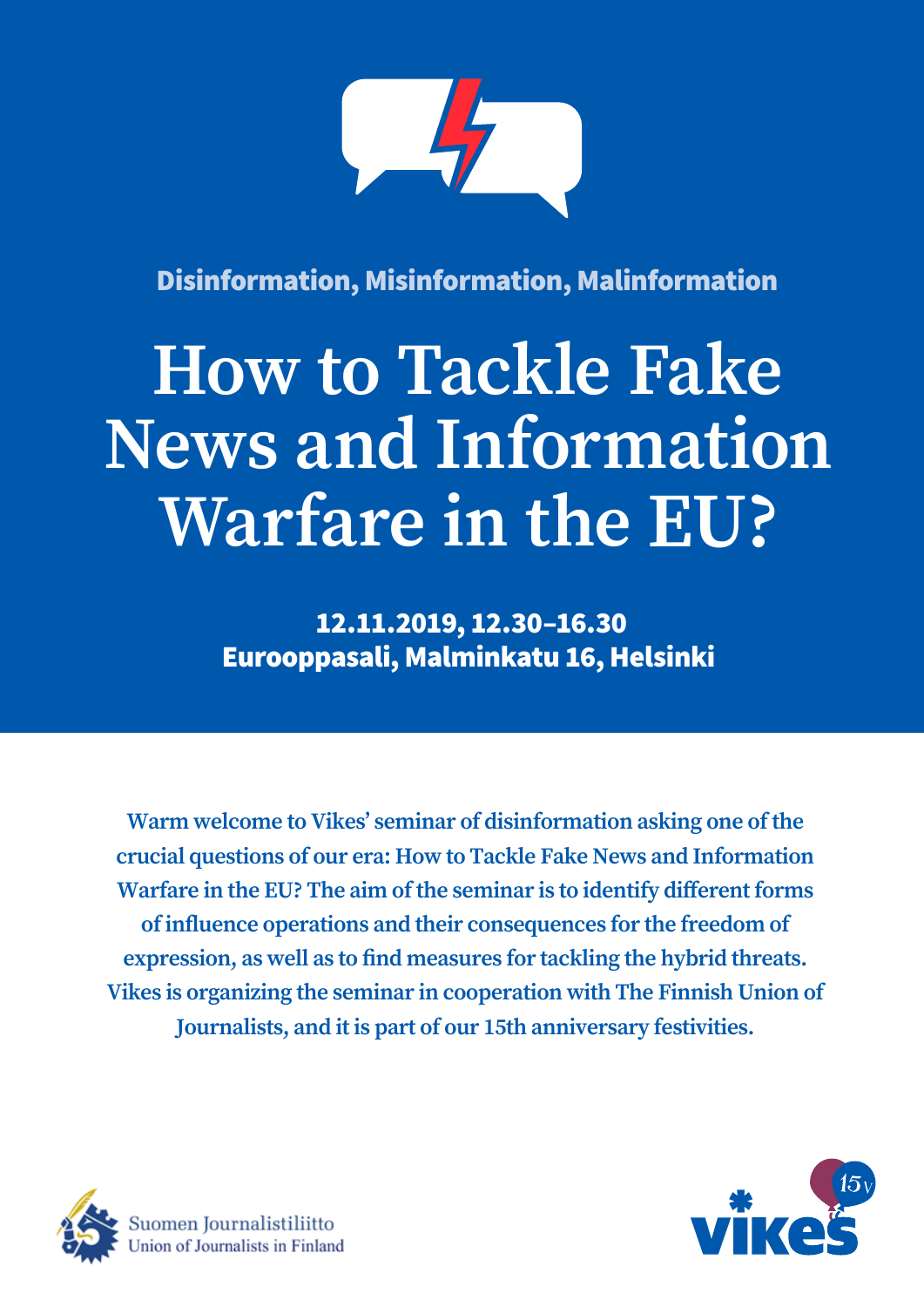**Disinformation, Misinformation, Malinformation**

# How to Tackle Fake News and Information Warfare in the EU?

**12.11.2019, 12.30–16.30**
**Eurooppasali, Malminkatu 16, Helsinki**

**Warm welcome to Vikes' seminar of disinformation asking one of the crucial questions of our era: How to Tackle Fake News and Information Warfare in the EU? The aim of the seminar is to identify different forms of influence operations and their consequences for the freedom of expression, as well as to find measures for tackling the hybrid threats. Vikes is organizing the seminar in cooperation with The Finnish Union of Journalists, and it is part of our 15th anniversary festivities.**

Suomen Journalistiliitto
Union of Journalists in Finland

vikes 15v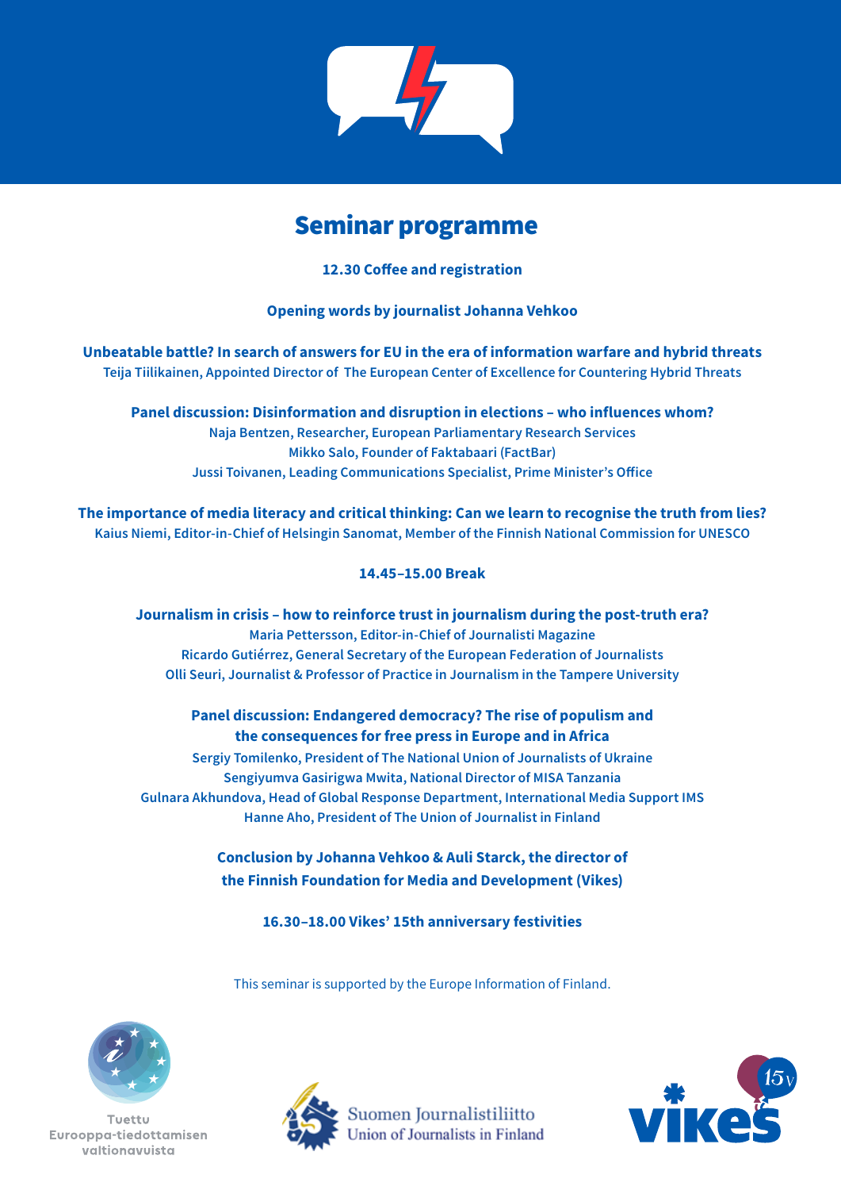# Seminar programme

**12.30 Coffee and registration**

**Opening words by journalist Johanna Vehkoo**

**Unbeatable battle? In search of answers for EU in the era of information warfare and hybrid threats**
Teija Tiilikainen, Appointed Director of The European Center of Excellence for Countering Hybrid Threats

**Panel discussion: Disinformation and disruption in elections – who influences whom?**
Naja Bentzen, Researcher, European Parliamentary Research Services
Mikko Salo, Founder of Faktabaari (FactBar)
Jussi Toivanen, Leading Communications Specialist, Prime Minister's Office

**The importance of media literacy and critical thinking: Can we learn to recognise the truth from lies?**
Kaius Niemi, Editor-in-Chief of Helsingin Sanomat, Member of the Finnish National Commission for UNESCO

**14.45–15.00 Break**

**Journalism in crisis – how to reinforce trust in journalism during the post-truth era?**
Maria Pettersson, Editor-in-Chief of Journalisti Magazine
Ricardo Gutiérrez, General Secretary of the European Federation of Journalists
Olli Seuri, Journalist & Professor of Practice in Journalism in the Tampere University

**Panel discussion: Endangered democracy? The rise of populism and the consequences for free press in Europe and in Africa**
Sergiy Tomilenko, President of The National Union of Journalists of Ukraine
Sengiyumva Gasirigwa Mwita, National Director of MISA Tanzania
Gulnara Akhundova, Head of Global Response Department, International Media Support IMS
Hanne Aho, President of The Union of Journalist in Finland

**Conclusion by Johanna Vehkoo & Auli Starck, the director of the Finnish Foundation for Media and Development (Vikes)**

**16.30–18.00 Vikes' 15th anniversary festivities**

This seminar is supported by the Europe Information of Finland.

Tuettu Eurooppa-tiedottamisen valtionavuista

Suomen Journalistiliitto
Union of Journalists in Finland

Vikes 15v